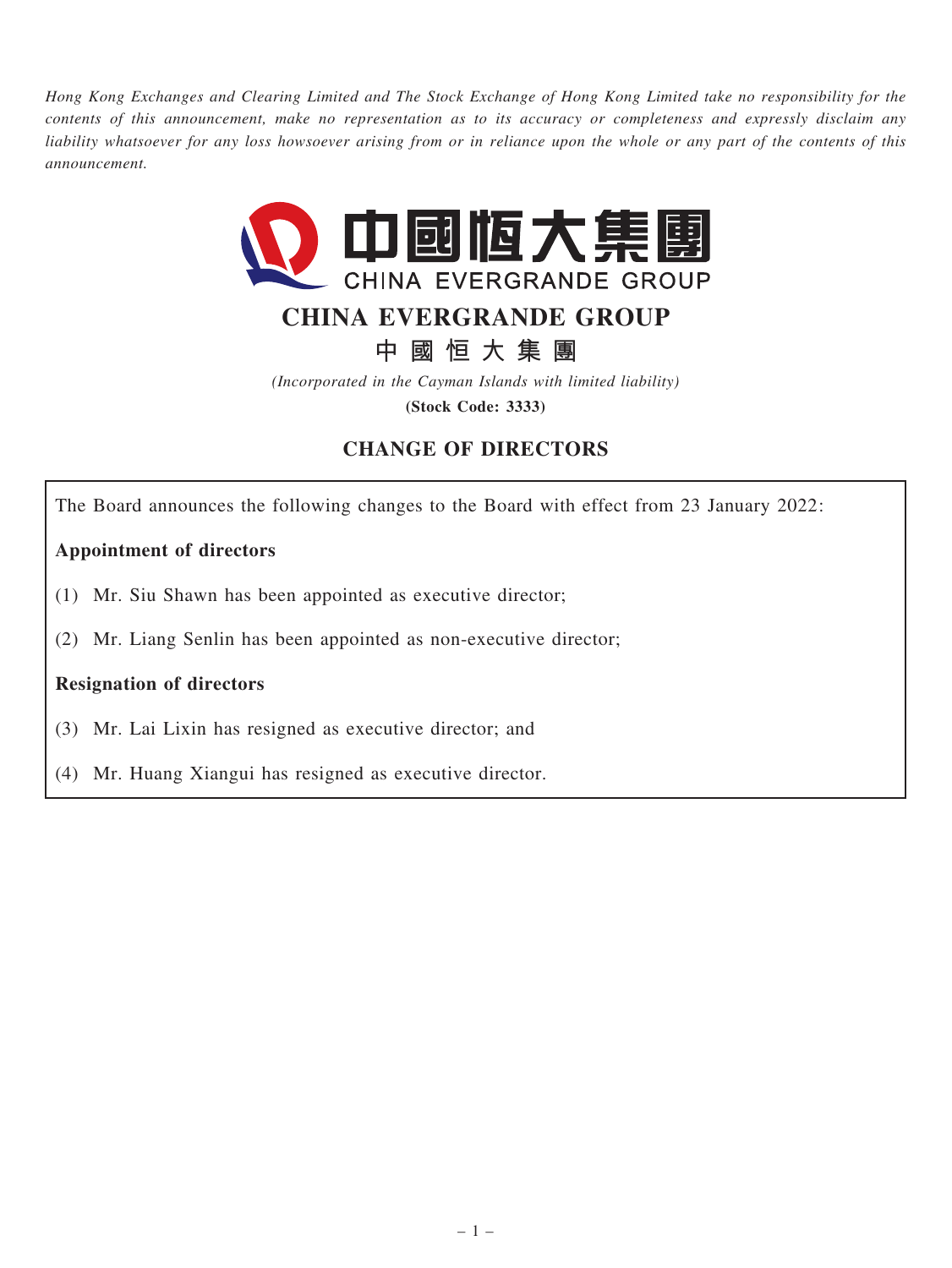*Hong Kong Exchanges and Clearing Limited and The Stock Exchange of Hong Kong Limited take no responsibility for the contents of this announcement, make no representation as to its accuracy or completeness and expressly disclaim any liability whatsoever for any loss howsoever arising from or in reliance upon the whole or any part of the contents of this announcement.*

中國恒大集團
CHINA EVERGRANDE GROUP

# CHINA EVERGRANDE GROUP

# 中 國 恒 大 集 團

*(Incorporated in the Cayman Islands with limited liability)*

**(Stock Code: 3333)**

## CHANGE OF DIRECTORS

The Board announces the following changes to the Board with effect from 23 January 2022:

**Appointment of directors**

(1) Mr. Siu Shawn has been appointed as executive director;

(2) Mr. Liang Senlin has been appointed as non-executive director;

**Resignation of directors**

(3) Mr. Lai Lixin has resigned as executive director; and

(4) Mr. Huang Xiangui has resigned as executive director.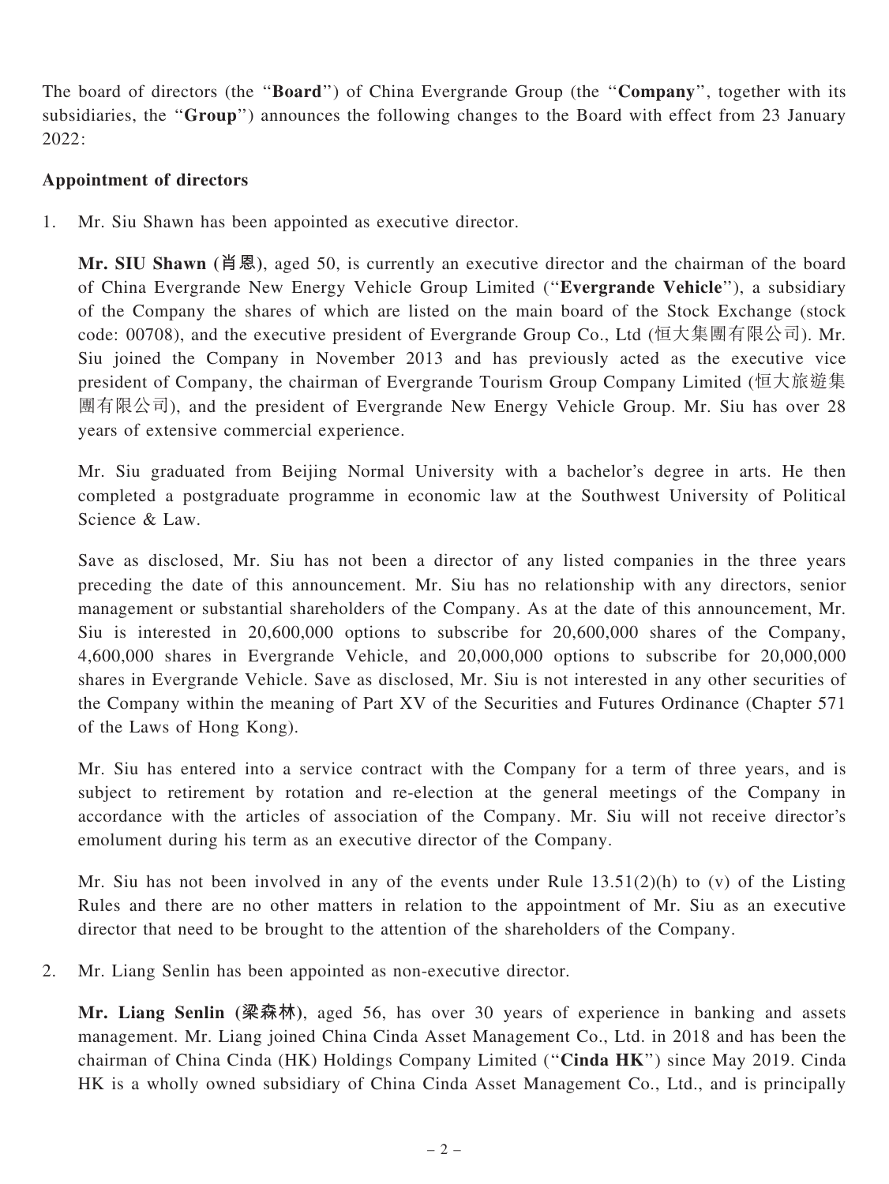The board of directors (the "**Board**") of China Evergrande Group (the "**Company**", together with its subsidiaries, the "**Group**") announces the following changes to the Board with effect from 23 January 2022:

**Appointment of directors**

1. Mr. Siu Shawn has been appointed as executive director.

   **Mr. SIU Shawn (肖恩)**, aged 50, is currently an executive director and the chairman of the board of China Evergrande New Energy Vehicle Group Limited ("**Evergrande Vehicle**"), a subsidiary of the Company the shares of which are listed on the main board of the Stock Exchange (stock code: 00708), and the executive president of Evergrande Group Co., Ltd (恒大集團有限公司). Mr. Siu joined the Company in November 2013 and has previously acted as the executive vice president of Company, the chairman of Evergrande Tourism Group Company Limited (恒大旅遊集團有限公司), and the president of Evergrande New Energy Vehicle Group. Mr. Siu has over 28 years of extensive commercial experience.

   Mr. Siu graduated from Beijing Normal University with a bachelor's degree in arts. He then completed a postgraduate programme in economic law at the Southwest University of Political Science & Law.

   Save as disclosed, Mr. Siu has not been a director of any listed companies in the three years preceding the date of this announcement. Mr. Siu has no relationship with any directors, senior management or substantial shareholders of the Company. As at the date of this announcement, Mr. Siu is interested in 20,600,000 options to subscribe for 20,600,000 shares of the Company, 4,600,000 shares in Evergrande Vehicle, and 20,000,000 options to subscribe for 20,000,000 shares in Evergrande Vehicle. Save as disclosed, Mr. Siu is not interested in any other securities of the Company within the meaning of Part XV of the Securities and Futures Ordinance (Chapter 571 of the Laws of Hong Kong).

   Mr. Siu has entered into a service contract with the Company for a term of three years, and is subject to retirement by rotation and re-election at the general meetings of the Company in accordance with the articles of association of the Company. Mr. Siu will not receive director's emolument during his term as an executive director of the Company.

   Mr. Siu has not been involved in any of the events under Rule 13.51(2)(h) to (v) of the Listing Rules and there are no other matters in relation to the appointment of Mr. Siu as an executive director that need to be brought to the attention of the shareholders of the Company.

2. Mr. Liang Senlin has been appointed as non-executive director.

   **Mr. Liang Senlin (梁森林)**, aged 56, has over 30 years of experience in banking and assets management. Mr. Liang joined China Cinda Asset Management Co., Ltd. in 2018 and has been the chairman of China Cinda (HK) Holdings Company Limited ("**Cinda HK**") since May 2019. Cinda HK is a wholly owned subsidiary of China Cinda Asset Management Co., Ltd., and is principally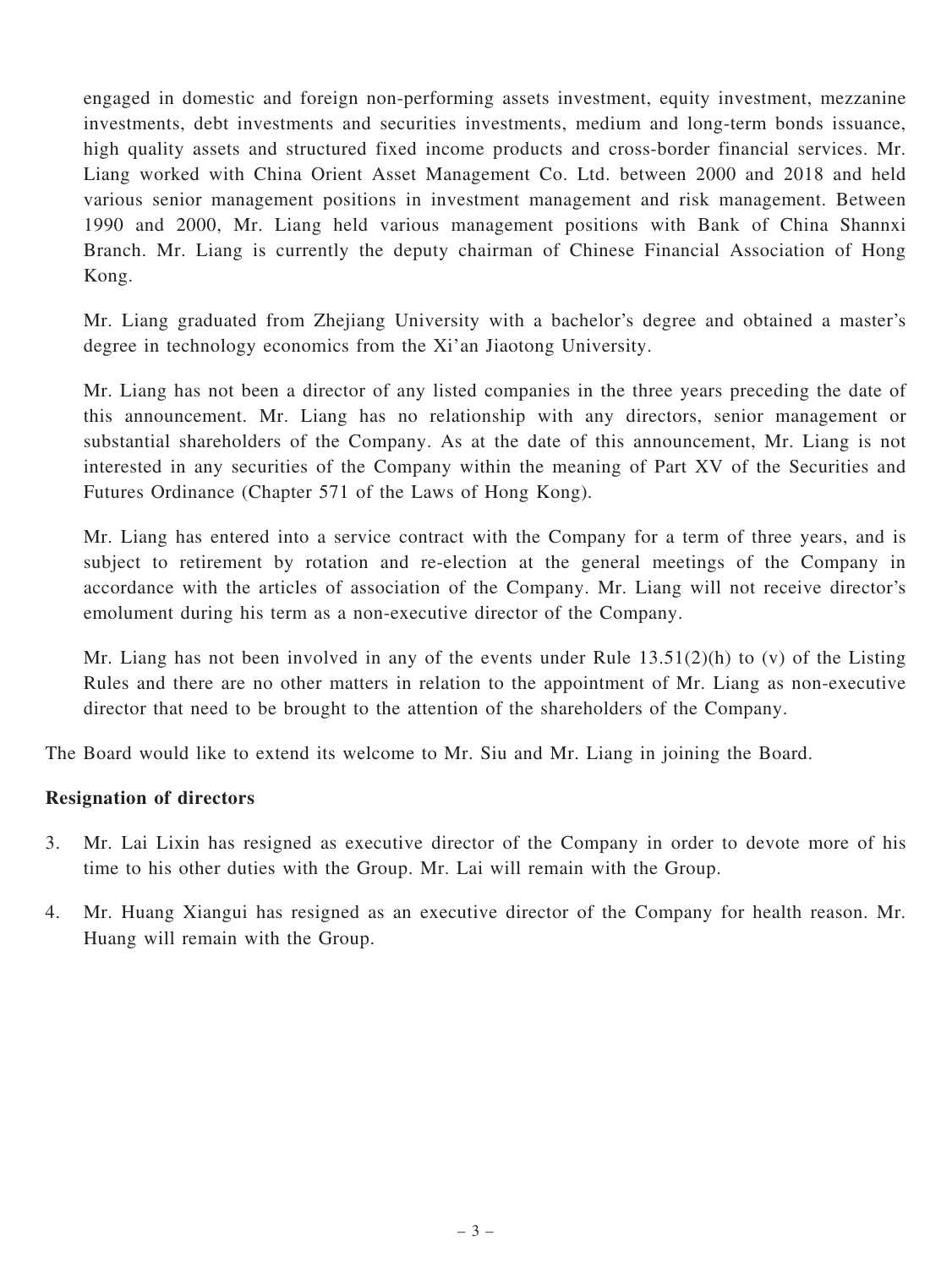engaged in domestic and foreign non-performing assets investment, equity investment, mezzanine investments, debt investments and securities investments, medium and long-term bonds issuance, high quality assets and structured fixed income products and cross-border financial services. Mr. Liang worked with China Orient Asset Management Co. Ltd. between 2000 and 2018 and held various senior management positions in investment management and risk management. Between 1990 and 2000, Mr. Liang held various management positions with Bank of China Shannxi Branch. Mr. Liang is currently the deputy chairman of Chinese Financial Association of Hong Kong.

Mr. Liang graduated from Zhejiang University with a bachelor's degree and obtained a master's degree in technology economics from the Xi'an Jiaotong University.

Mr. Liang has not been a director of any listed companies in the three years preceding the date of this announcement. Mr. Liang has no relationship with any directors, senior management or substantial shareholders of the Company. As at the date of this announcement, Mr. Liang is not interested in any securities of the Company within the meaning of Part XV of the Securities and Futures Ordinance (Chapter 571 of the Laws of Hong Kong).

Mr. Liang has entered into a service contract with the Company for a term of three years, and is subject to retirement by rotation and re-election at the general meetings of the Company in accordance with the articles of association of the Company. Mr. Liang will not receive director's emolument during his term as a non-executive director of the Company.

Mr. Liang has not been involved in any of the events under Rule 13.51(2)(h) to (v) of the Listing Rules and there are no other matters in relation to the appointment of Mr. Liang as non-executive director that need to be brought to the attention of the shareholders of the Company.

The Board would like to extend its welcome to Mr. Siu and Mr. Liang in joining the Board.

**Resignation of directors**

3. Mr. Lai Lixin has resigned as executive director of the Company in order to devote more of his time to his other duties with the Group. Mr. Lai will remain with the Group.

4. Mr. Huang Xiangui has resigned as an executive director of the Company for health reason. Mr. Huang will remain with the Group.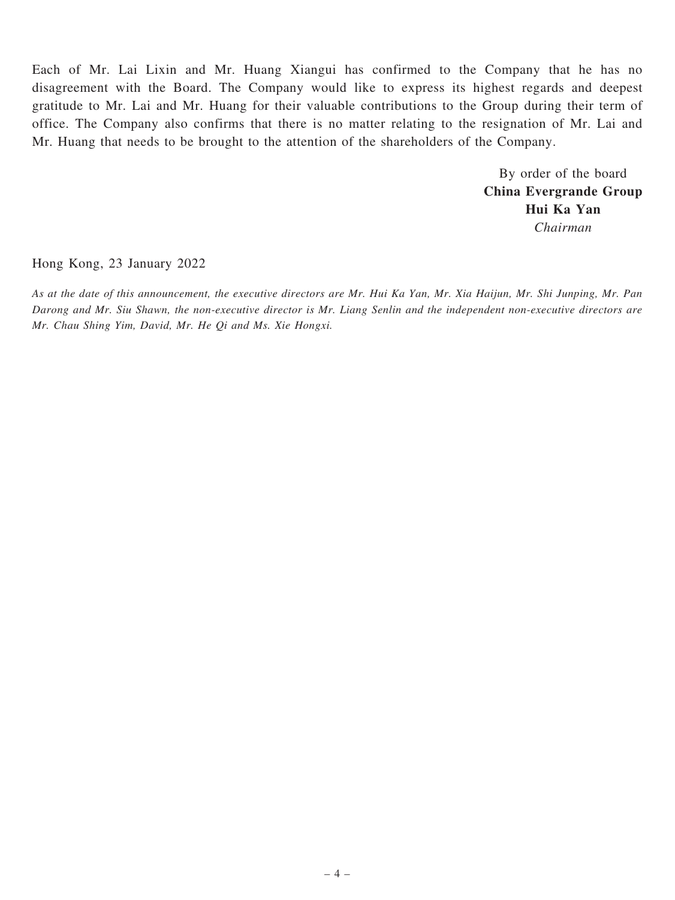Each of Mr. Lai Lixin and Mr. Huang Xiangui has confirmed to the Company that he has no disagreement with the Board. The Company would like to express its highest regards and deepest gratitude to Mr. Lai and Mr. Huang for their valuable contributions to the Group during their term of office. The Company also confirms that there is no matter relating to the resignation of Mr. Lai and Mr. Huang that needs to be brought to the attention of the shareholders of the Company.

By order of the board
**China Evergrande Group**
**Hui Ka Yan**
*Chairman*

Hong Kong, 23 January 2022

*As at the date of this announcement, the executive directors are Mr. Hui Ka Yan, Mr. Xia Haijun, Mr. Shi Junping, Mr. Pan Darong and Mr. Siu Shawn, the non-executive director is Mr. Liang Senlin and the independent non-executive directors are Mr. Chau Shing Yim, David, Mr. He Qi and Ms. Xie Hongxi.*